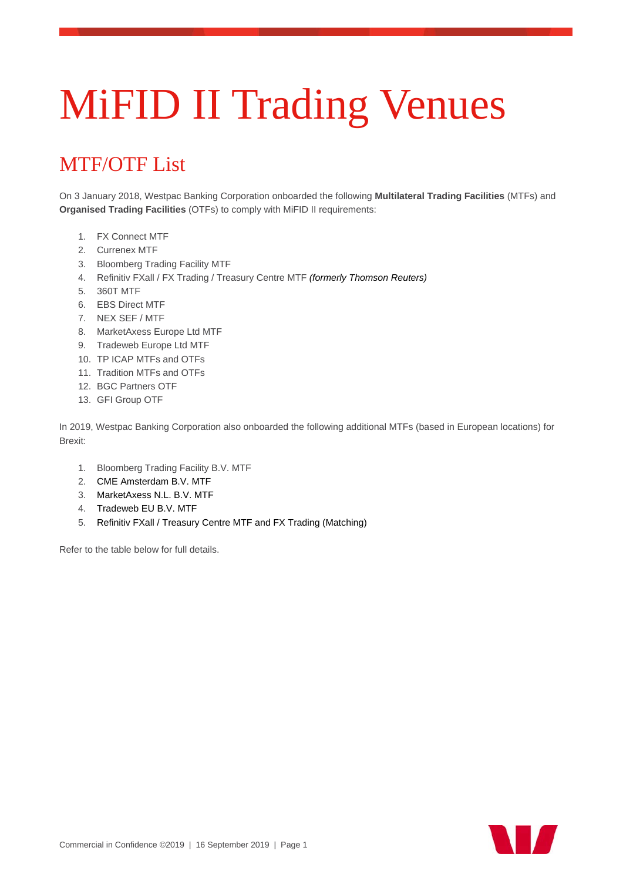# MiFID II Trading Venues

## MTF/OTF List

On 3 January 2018, Westpac Banking Corporation onboarded the following **Multilateral Trading Facilities** (MTFs) and **Organised Trading Facilities** (OTFs) to comply with MiFID II requirements:

1. FX Connect MTF
2. Currenex MTF
3. Bloomberg Trading Facility MTF
4. Refinitiv FXall / FX Trading / Treasury Centre MTF ***(formerly Thomson Reuters)***
5. 360T MTF
6. EBS Direct MTF
7. NEX SEF / MTF
8. MarketAxess Europe Ltd MTF
9. Tradeweb Europe Ltd MTF
10. TP ICAP MTFs and OTFs
11. Tradition MTFs and OTFs
12. BGC Partners OTF
13. GFI Group OTF

In 2019, Westpac Banking Corporation also onboarded the following additional MTFs (based in European locations) for Brexit:

1. Bloomberg Trading Facility B.V. MTF
2. CME Amsterdam B.V. MTF
3. MarketAxess N.L. B.V. MTF
4. Tradeweb EU B.V. MTF
5. Refinitiv FXall / Treasury Centre MTF and FX Trading (Matching)

Refer to the table below for full details.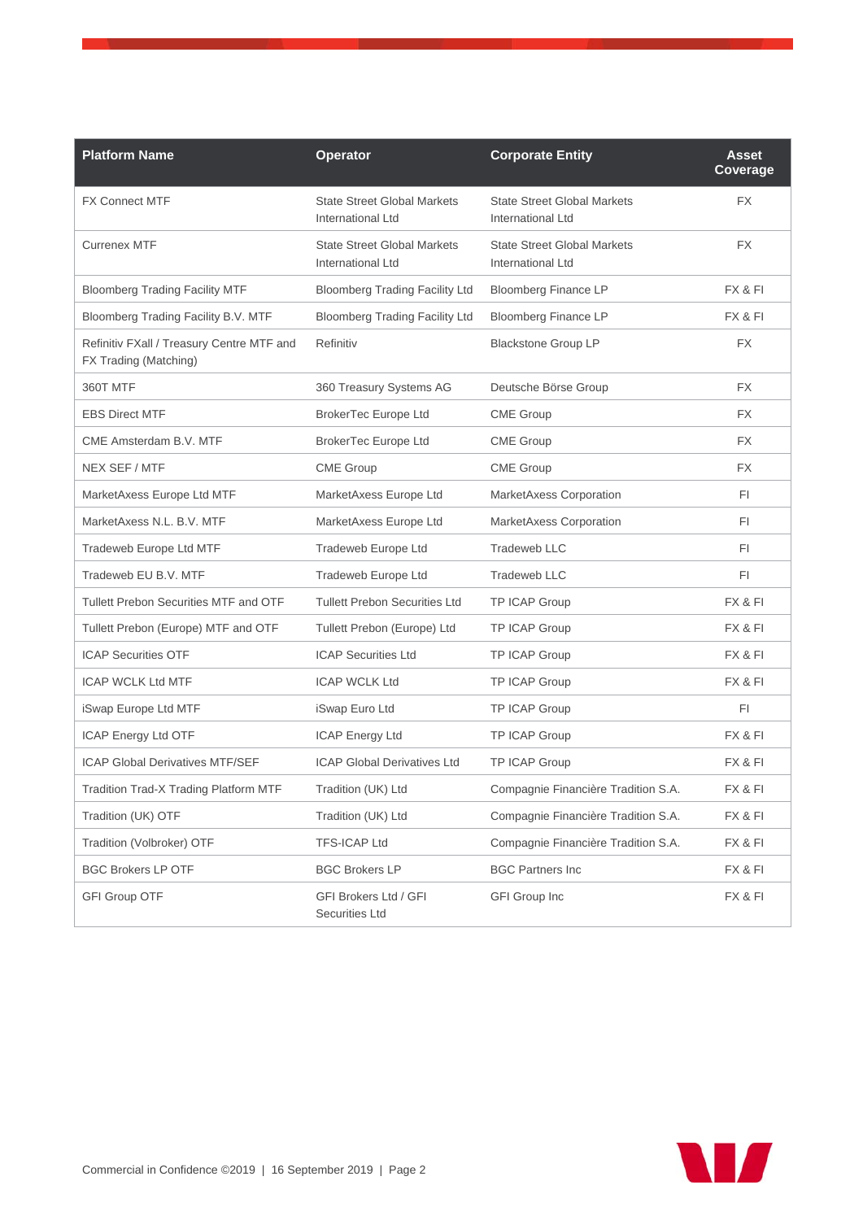| Platform Name | Operator | Corporate Entity | Asset Coverage |
|---|---|---|---|
| FX Connect MTF | State Street Global Markets International Ltd | State Street Global Markets International Ltd | FX |
| Currenex MTF | State Street Global Markets International Ltd | State Street Global Markets International Ltd | FX |
| Bloomberg Trading Facility MTF | Bloomberg Trading Facility Ltd | Bloomberg Finance LP | FX & FI |
| Bloomberg Trading Facility B.V. MTF | Bloomberg Trading Facility Ltd | Bloomberg Finance LP | FX & FI |
| Refinitiv FXall / Treasury Centre MTF and FX Trading (Matching) | Refinitiv | Blackstone Group LP | FX |
| 360T MTF | 360 Treasury Systems AG | Deutsche Börse Group | FX |
| EBS Direct MTF | BrokerTec Europe Ltd | CME Group | FX |
| CME Amsterdam B.V. MTF | BrokerTec Europe Ltd | CME Group | FX |
| NEX SEF / MTF | CME Group | CME Group | FX |
| MarketAxess Europe Ltd MTF | MarketAxess Europe Ltd | MarketAxess Corporation | FI |
| MarketAxess N.L. B.V. MTF | MarketAxess Europe Ltd | MarketAxess Corporation | FI |
| Tradeweb Europe Ltd MTF | Tradeweb Europe Ltd | Tradeweb LLC | FI |
| Tradeweb EU B.V. MTF | Tradeweb Europe Ltd | Tradeweb LLC | FI |
| Tullett Prebon Securities MTF and OTF | Tullett Prebon Securities Ltd | TP ICAP Group | FX & FI |
| Tullett Prebon (Europe) MTF and OTF | Tullett Prebon (Europe) Ltd | TP ICAP Group | FX & FI |
| ICAP Securities OTF | ICAP Securities Ltd | TP ICAP Group | FX & FI |
| ICAP WCLK Ltd MTF | ICAP WCLK Ltd | TP ICAP Group | FX & FI |
| iSwap Europe Ltd MTF | iSwap Euro Ltd | TP ICAP Group | FI |
| ICAP Energy Ltd OTF | ICAP Energy Ltd | TP ICAP Group | FX & FI |
| ICAP Global Derivatives MTF/SEF | ICAP Global Derivatives Ltd | TP ICAP Group | FX & FI |
| Tradition Trad-X Trading Platform MTF | Tradition (UK) Ltd | Compagnie Financière Tradition S.A. | FX & FI |
| Tradition (UK) OTF | Tradition (UK) Ltd | Compagnie Financière Tradition S.A. | FX & FI |
| Tradition (Volbroker) OTF | TFS-ICAP Ltd | Compagnie Financière Tradition S.A. | FX & FI |
| BGC Brokers LP OTF | BGC Brokers LP | BGC Partners Inc | FX & FI |
| GFI Group OTF | GFI Brokers Ltd / GFI Securities Ltd | GFI Group Inc | FX & FI |

Commercial in Confidence ©2019 | 16 September 2019